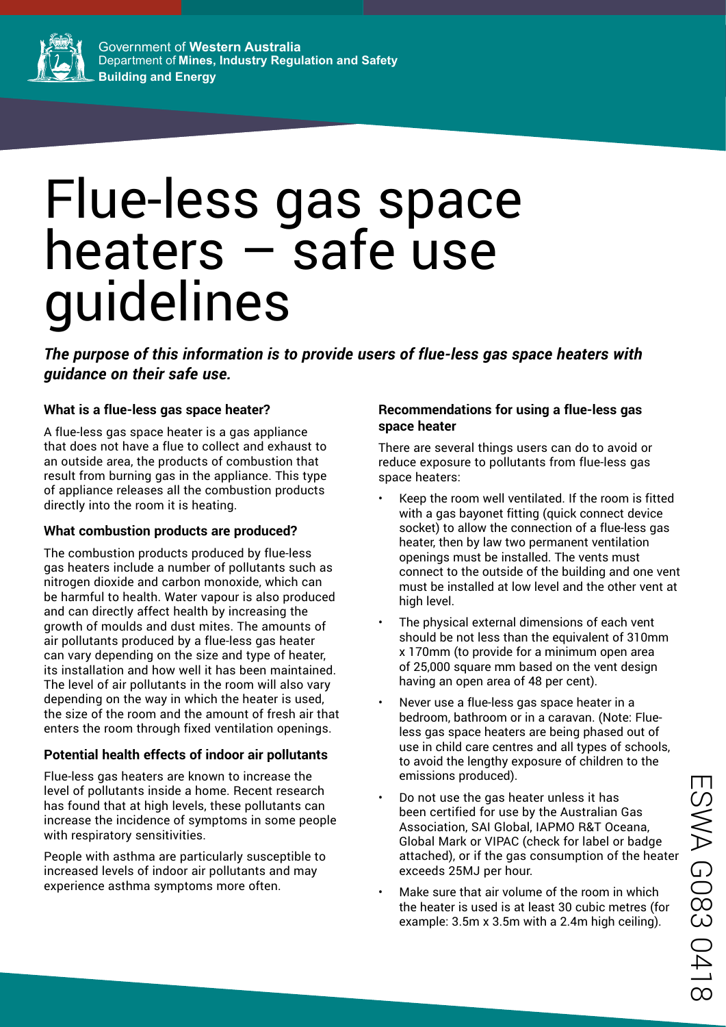Government of **Western Australia**
Department of **Mines, Industry Regulation and Safety**
**Building and Energy**

# Flue-less gas space heaters – safe use guidelines

***The purpose of this information is to provide users of flue-less gas space heaters with guidance on their safe use.***

### What is a flue-less gas space heater?

A flue-less gas space heater is a gas appliance that does not have a flue to collect and exhaust to an outside area, the products of combustion that result from burning gas in the appliance. This type of appliance releases all the combustion products directly into the room it is heating.

### What combustion products are produced?

The combustion products produced by flue-less gas heaters include a number of pollutants such as nitrogen dioxide and carbon monoxide, which can be harmful to health. Water vapour is also produced and can directly affect health by increasing the growth of moulds and dust mites. The amounts of air pollutants produced by a flue-less gas heater can vary depending on the size and type of heater, its installation and how well it has been maintained. The level of air pollutants in the room will also vary depending on the way in which the heater is used, the size of the room and the amount of fresh air that enters the room through fixed ventilation openings.

### Potential health effects of indoor air pollutants

Flue-less gas heaters are known to increase the level of pollutants inside a home. Recent research has found that at high levels, these pollutants can increase the incidence of symptoms in some people with respiratory sensitivities.

People with asthma are particularly susceptible to increased levels of indoor air pollutants and may experience asthma symptoms more often.

### Recommendations for using a flue-less gas space heater

There are several things users can do to avoid or reduce exposure to pollutants from flue-less gas space heaters:

- Keep the room well ventilated. If the room is fitted with a gas bayonet fitting (quick connect device socket) to allow the connection of a flue-less gas heater, then by law two permanent ventilation openings must be installed. The vents must connect to the outside of the building and one vent must be installed at low level and the other vent at high level.
- The physical external dimensions of each vent should be not less than the equivalent of 310mm x 170mm (to provide for a minimum open area of 25,000 square mm based on the vent design having an open area of 48 per cent).
- Never use a flue-less gas space heater in a bedroom, bathroom or in a caravan. (Note: Flue-less gas space heaters are being phased out of use in child care centres and all types of schools, to avoid the lengthy exposure of children to the emissions produced).
- Do not use the gas heater unless it has been certified for use by the Australian Gas Association, SAI Global, IAPMO R&T Oceana, Global Mark or VIPAC (check for label or badge attached), or if the gas consumption of the heater exceeds 25MJ per hour.
- Make sure that air volume of the room in which the heater is used is at least 30 cubic metres (for example: 3.5m x 3.5m with a 2.4m high ceiling).

ESWA G083 0418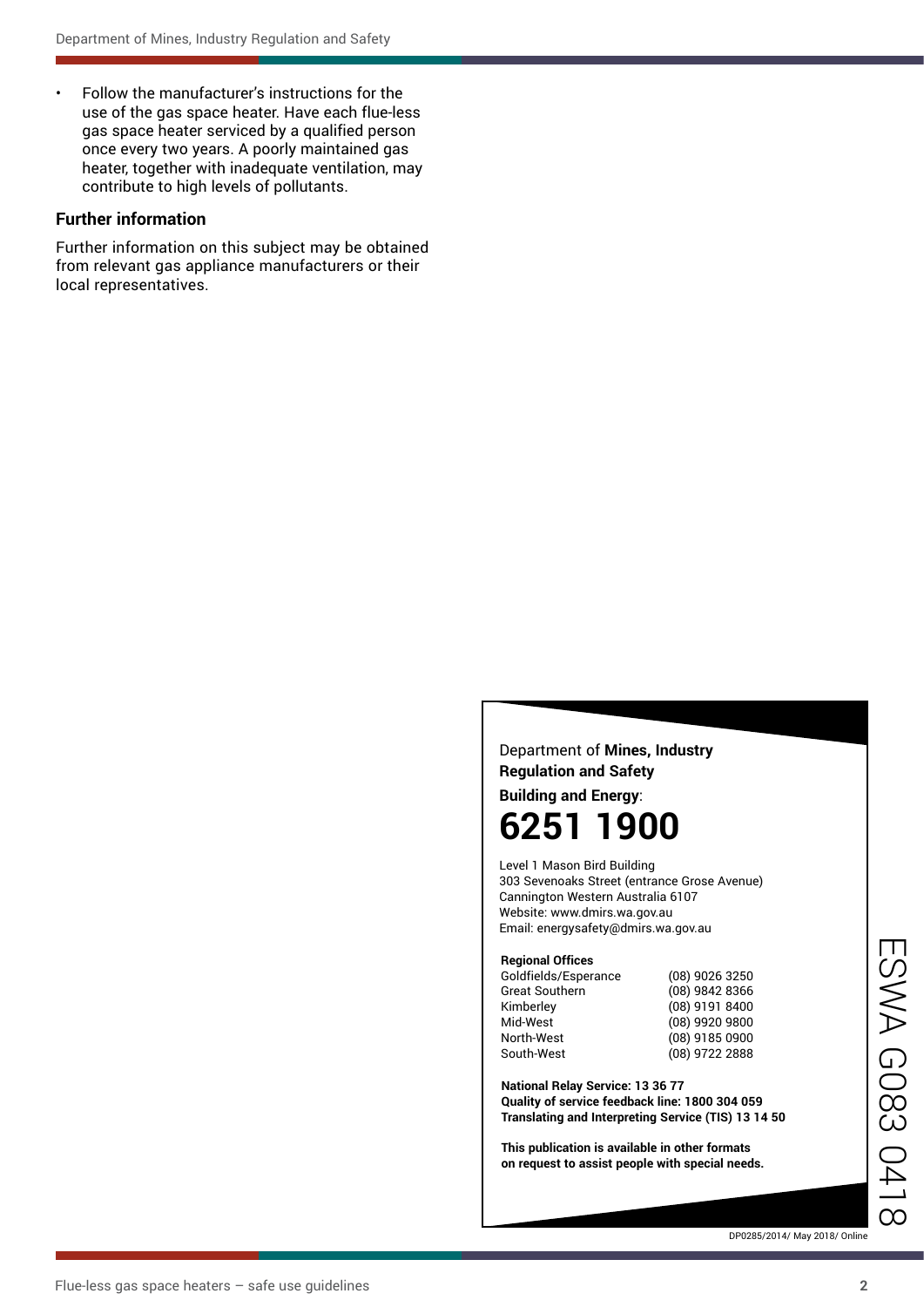- Follow the manufacturer's instructions for the use of the gas space heater. Have each flue-less gas space heater serviced by a qualified person once every two years. A poorly maintained gas heater, together with inadequate ventilation, may contribute to high levels of pollutants.

## Further information

Further information on this subject may be obtained from relevant gas appliance manufacturers or their local representatives.

Department of **Mines, Industry Regulation and Safety**

**Building and Energy**:

# 6251 1900

Level 1 Mason Bird Building
303 Sevenoaks Street (entrance Grose Avenue)
Cannington Western Australia 6107
Website: www.dmirs.wa.gov.au
Email: energysafety@dmirs.wa.gov.au

**Regional Offices**

| | |
|---|---|
| Goldfields/Esperance | (08) 9026 3250 |
| Great Southern | (08) 9842 8366 |
| Kimberley | (08) 9191 8400 |
| Mid-West | (08) 9920 9800 |
| North-West | (08) 9185 0900 |
| South-West | (08) 9722 2888 |

**National Relay Service: 13 36 77**
**Quality of service feedback line: 1800 304 059**
**Translating and Interpreting Service (TIS) 13 14 50**

**This publication is available in other formats on request to assist people with special needs.**

ESWA G083 0418

DP0285/2014/ May 2018/ Online